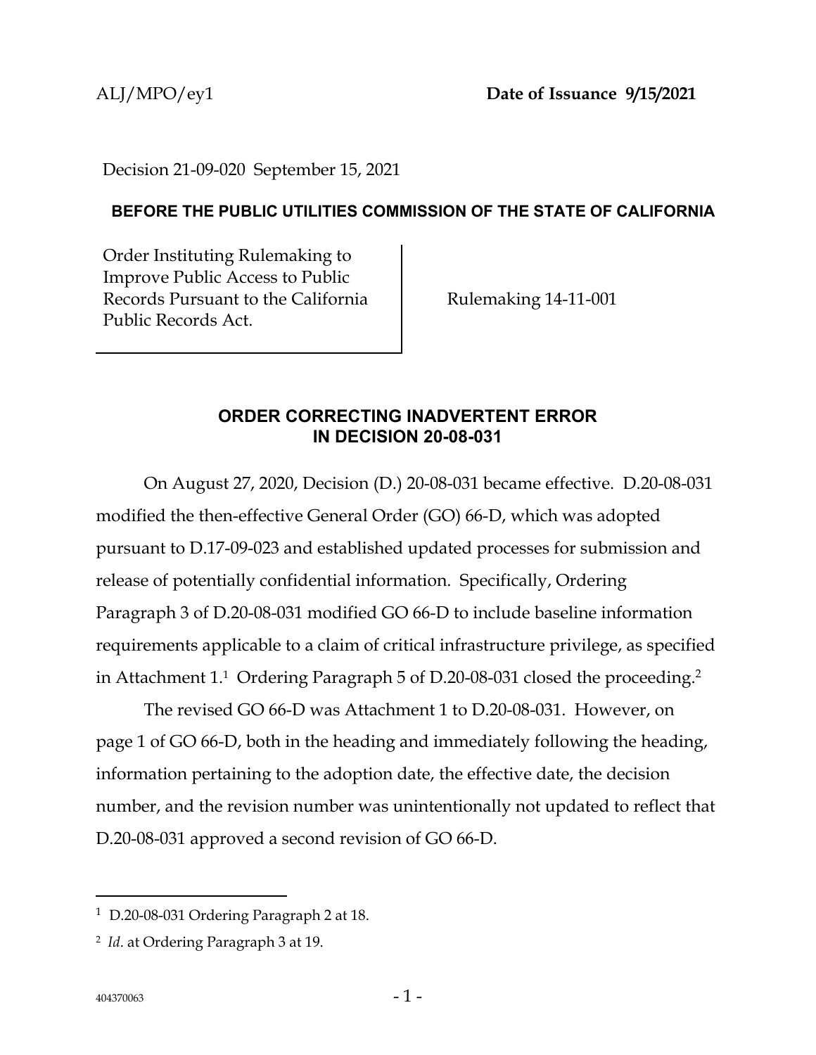ALJ/MPO/ey1 **Date of Issuance 9/15/2021**

Decision 21-09-020 September 15, 2021

**BEFORE THE PUBLIC UTILITIES COMMISSION OF THE STATE OF CALIFORNIA**

| | |
|---|---|
| Order Instituting Rulemaking to Improve Public Access to Public Records Pursuant to the California Public Records Act. | Rulemaking 14-11-001 |

## ORDER CORRECTING INADVERTENT ERROR IN DECISION 20-08-031

On August 27, 2020, Decision (D.) 20-08-031 became effective. D.20-08-031 modified the then-effective General Order (GO) 66-D, which was adopted pursuant to D.17-09-023 and established updated processes for submission and release of potentially confidential information. Specifically, Ordering Paragraph 3 of D.20-08-031 modified GO 66-D to include baseline information requirements applicable to a claim of critical infrastructure privilege, as specified in Attachment 1.[1] Ordering Paragraph 5 of D.20-08-031 closed the proceeding.[2]

The revised GO 66-D was Attachment 1 to D.20-08-031. However, on page 1 of GO 66-D, both in the heading and immediately following the heading, information pertaining to the adoption date, the effective date, the decision number, and the revision number was unintentionally not updated to reflect that D.20-08-031 approved a second revision of GO 66-D.

---

[1] D.20-08-031 Ordering Paragraph 2 at 18.

[2] *Id*. at Ordering Paragraph 3 at 19.

404370063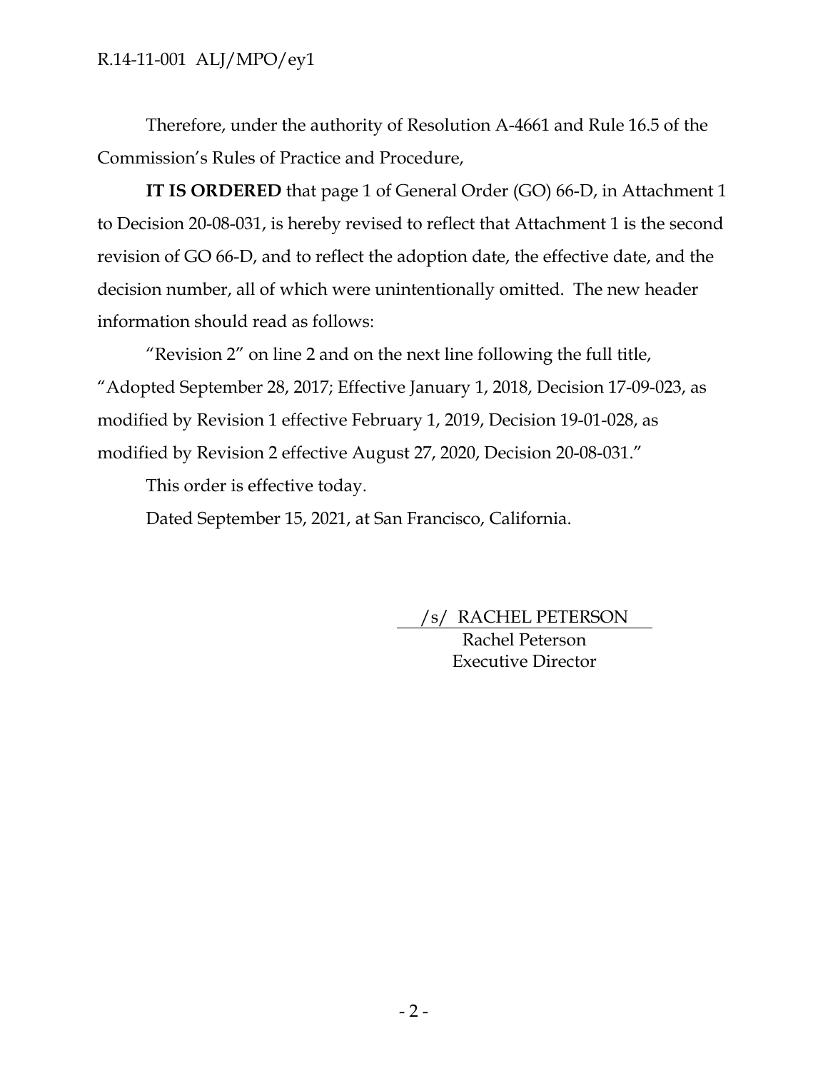Therefore, under the authority of Resolution A-4661 and Rule 16.5 of the Commission's Rules of Practice and Procedure,

**IT IS ORDERED** that page 1 of General Order (GO) 66-D, in Attachment 1 to Decision 20-08-031, is hereby revised to reflect that Attachment 1 is the second revision of GO 66-D, and to reflect the adoption date, the effective date, and the decision number, all of which were unintentionally omitted. The new header information should read as follows:

"Revision 2" on line 2 and on the next line following the full title, "Adopted September 28, 2017; Effective January 1, 2018, Decision 17-09-023, as modified by Revision 1 effective February 1, 2019, Decision 19-01-028, as modified by Revision 2 effective August 27, 2020, Decision 20-08-031."

This order is effective today.

Dated September 15, 2021, at San Francisco, California.

/s/ RACHEL PETERSON
Rachel Peterson
Executive Director